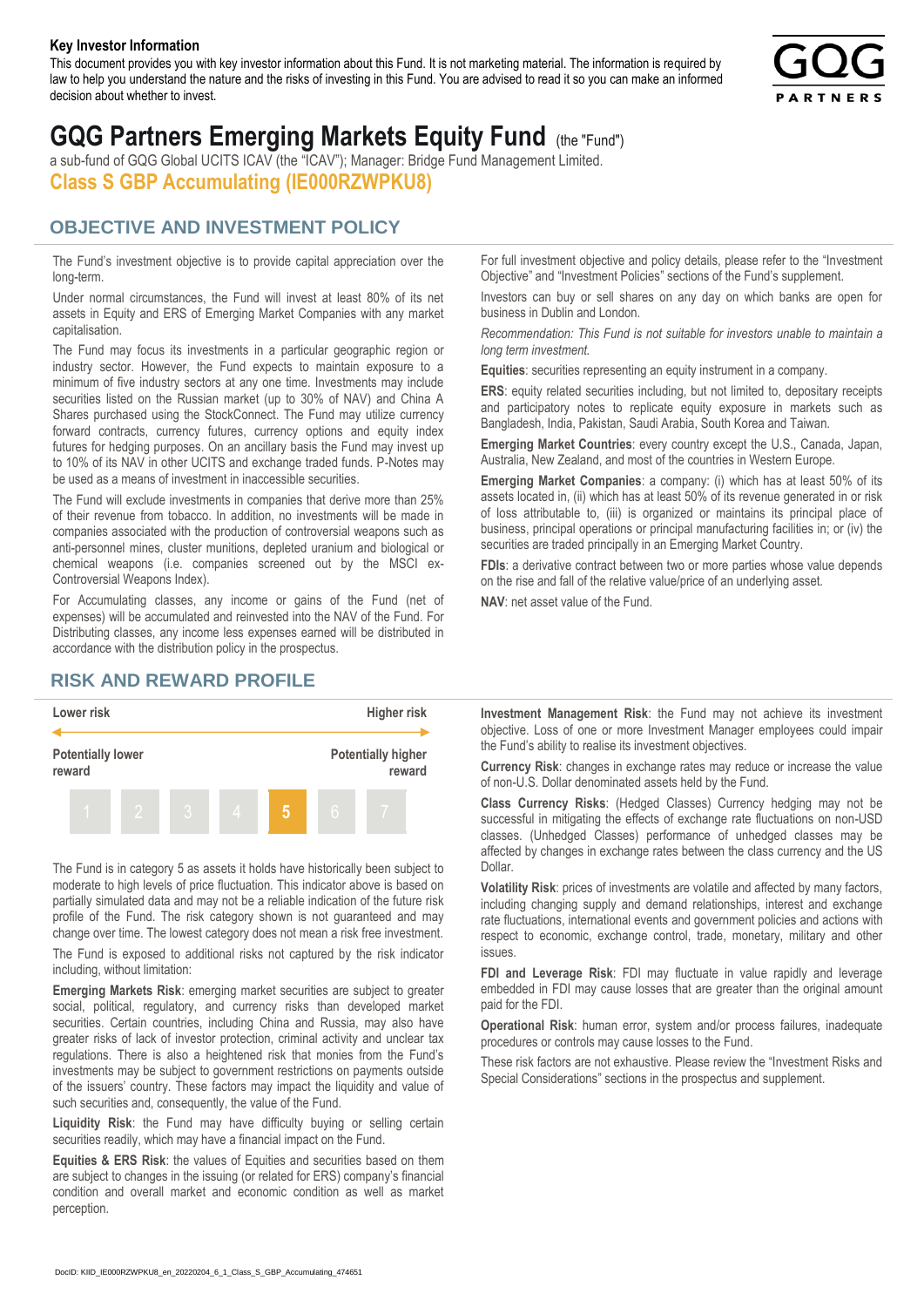**Key Investor Information**

This document provides you with key investor information about this Fund. It is not marketing material. The information is required by law to help you understand the nature and the risks of investing in this Fund. You are advised to read it so you can make an informed decision about whether to invest.

# GQG Partners Emerging Markets Equity Fund (the "Fund")

a sub-fund of GQG Global UCITS ICAV (the "ICAV"); Manager: Bridge Fund Management Limited.

## Class S GBP Accumulating (IE000RZWPKU8)

## OBJECTIVE AND INVESTMENT POLICY

The Fund's investment objective is to provide capital appreciation over the long-term.

Under normal circumstances, the Fund will invest at least 80% of its net assets in Equity and ERS of Emerging Market Companies with any market capitalisation.

The Fund may focus its investments in a particular geographic region or industry sector. However, the Fund expects to maintain exposure to a minimum of five industry sectors at any one time. Investments may include securities listed on the Russian market (up to 30% of NAV) and China A Shares purchased using the StockConnect. The Fund may utilize currency forward contracts, currency futures, currency options and equity index futures for hedging purposes. On an ancillary basis the Fund may invest up to 10% of its NAV in other UCITS and exchange traded funds. P-Notes may be used as a means of investment in inaccessible securities.

The Fund will exclude investments in companies that derive more than 25% of their revenue from tobacco. In addition, no investments will be made in companies associated with the production of controversial weapons such as anti-personnel mines, cluster munitions, depleted uranium and biological or chemical weapons (i.e. companies screened out by the MSCI ex-Controversial Weapons Index).

For Accumulating classes, any income or gains of the Fund (net of expenses) will be accumulated and reinvested into the NAV of the Fund. For Distributing classes, any income less expenses earned will be distributed in accordance with the distribution policy in the prospectus.

For full investment objective and policy details, please refer to the "Investment Objective" and "Investment Policies" sections of the Fund's supplement.

Investors can buy or sell shares on any day on which banks are open for business in Dublin and London.

*Recommendation: This Fund is not suitable for investors unable to maintain a long term investment.*

**Equities**: securities representing an equity instrument in a company.

**ERS**: equity related securities including, but not limited to, depositary receipts and participatory notes to replicate equity exposure in markets such as Bangladesh, India, Pakistan, Saudi Arabia, South Korea and Taiwan.

**Emerging Market Countries**: every country except the U.S., Canada, Japan, Australia, New Zealand, and most of the countries in Western Europe.

**Emerging Market Companies**: a company: (i) which has at least 50% of its assets located in, (ii) which has at least 50% of its revenue generated in or risk of loss attributable to, (iii) is organized or maintains its principal place of business, principal operations or principal manufacturing facilities in; or (iv) the securities are traded principally in an Emerging Market Country.

**FDIs**: a derivative contract between two or more parties whose value depends on the rise and fall of the relative value/price of an underlying asset.

**NAV**: net asset value of the Fund.

## RISK AND REWARD PROFILE

| Lower risk | | | | | | Higher risk |
|---|---|---|---|---|---|---|
| Potentially lower reward | | | | | | Potentially higher reward |
| 1 | 2 | 3 | 4 | **5** | 6 | 7 |

The Fund is in category 5 as assets it holds have historically been subject to moderate to high levels of price fluctuation. This indicator above is based on partially simulated data and may not be a reliable indication of the future risk profile of the Fund. The risk category shown is not guaranteed and may change over time. The lowest category does not mean a risk free investment.

The Fund is exposed to additional risks not captured by the risk indicator including, without limitation:

**Emerging Markets Risk**: emerging market securities are subject to greater social, political, regulatory, and currency risks than developed market securities. Certain countries, including China and Russia, may also have greater risks of lack of investor protection, criminal activity and unclear tax regulations. There is also a heightened risk that monies from the Fund's investments may be subject to government restrictions on payments outside of the issuers' country. These factors may impact the liquidity and value of such securities and, consequently, the value of the Fund.

**Liquidity Risk**: the Fund may have difficulty buying or selling certain securities readily, which may have a financial impact on the Fund.

**Equities & ERS Risk**: the values of Equities and securities based on them are subject to changes in the issuing (or related for ERS) company's financial condition and overall market and economic condition as well as market perception.

**Investment Management Risk**: the Fund may not achieve its investment objective. Loss of one or more Investment Manager employees could impair the Fund's ability to realise its investment objectives.

**Currency Risk**: changes in exchange rates may reduce or increase the value of non-U.S. Dollar denominated assets held by the Fund.

**Class Currency Risks**: (Hedged Classes) Currency hedging may not be successful in mitigating the effects of exchange rate fluctuations on non-USD classes. (Unhedged Classes) performance of unhedged classes may be affected by changes in exchange rates between the class currency and the US Dollar.

**Volatility Risk**: prices of investments are volatile and affected by many factors, including changing supply and demand relationships, interest and exchange rate fluctuations, international events and government policies and actions with respect to economic, exchange control, trade, monetary, military and other issues.

**FDI and Leverage Risk**: FDI may fluctuate in value rapidly and leverage embedded in FDI may cause losses that are greater than the original amount paid for the FDI.

**Operational Risk**: human error, system and/or process failures, inadequate procedures or controls may cause losses to the Fund.

These risk factors are not exhaustive. Please review the "Investment Risks and Special Considerations" sections in the prospectus and supplement.

DocID: KIID_IE000RZWPKU8_en_20220204_6_1_Class_S_GBP_Accumulating_474651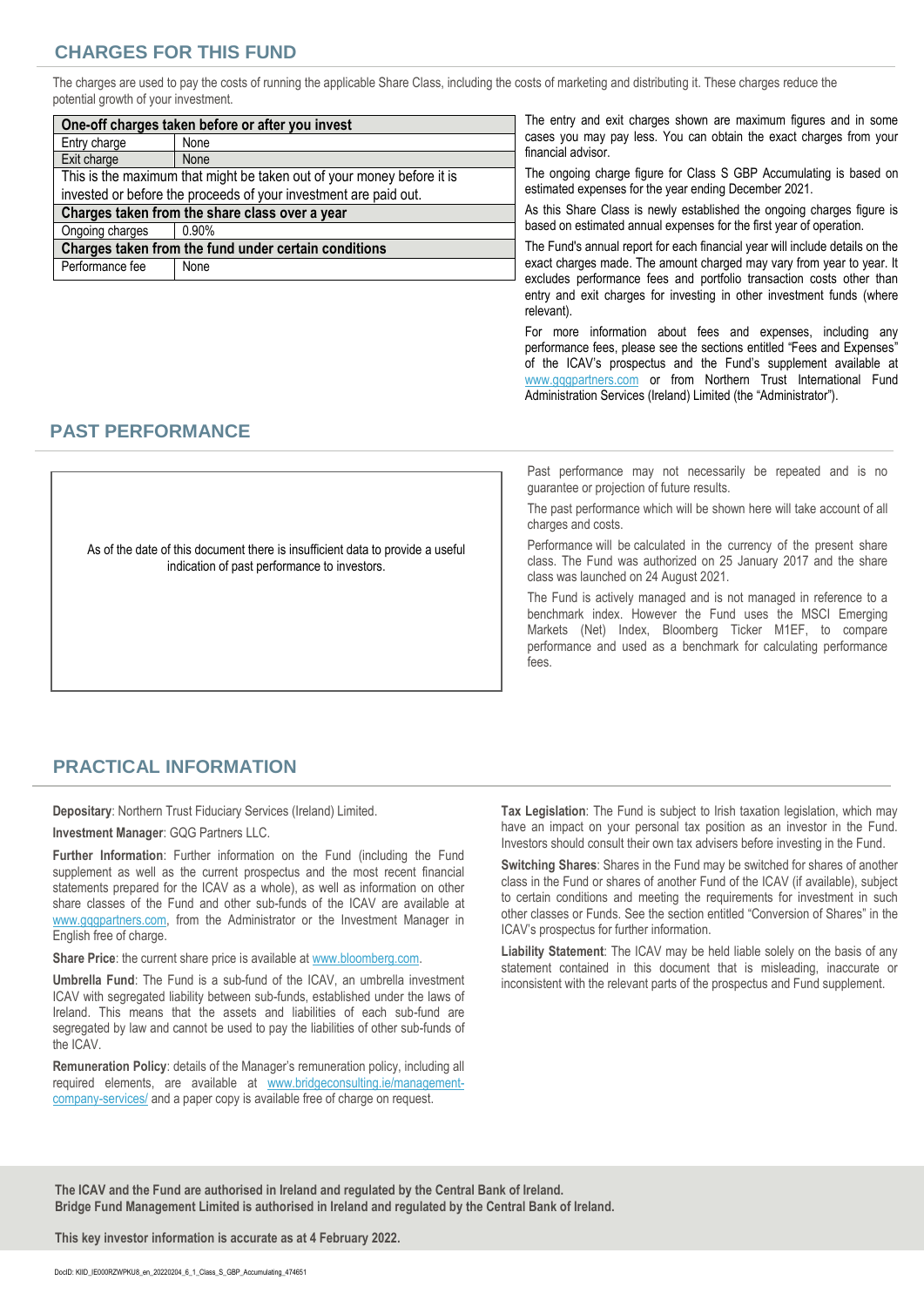## CHARGES FOR THIS FUND

The charges are used to pay the costs of running the applicable Share Class, including the costs of marketing and distributing it. These charges reduce the potential growth of your investment.

| | |
|---|---|
| **One-off charges taken before or after you invest** | |
| Entry charge | None |
| Exit charge | None |
| This is the maximum that might be taken out of your money before it is invested or before the proceeds of your investment are paid out. | |
| **Charges taken from the share class over a year** | |
| Ongoing charges | 0.90% |
| **Charges taken from the fund under certain conditions** | |
| Performance fee | None |

The entry and exit charges shown are maximum figures and in some cases you may pay less. You can obtain the exact charges from your financial advisor.

The ongoing charge figure for Class S GBP Accumulating is based on estimated expenses for the year ending December 2021.

As this Share Class is newly established the ongoing charges figure is based on estimated annual expenses for the first year of operation.

The Fund's annual report for each financial year will include details on the exact charges made. The amount charged may vary from year to year. It excludes performance fees and portfolio transaction costs other than entry and exit charges for investing in other investment funds (where relevant).

For more information about fees and expenses, including any performance fees, please see the sections entitled "Fees and Expenses" of the ICAV's prospectus and the Fund's supplement available at www.gqgpartners.com or from Northern Trust International Fund Administration Services (Ireland) Limited (the "Administrator").

## PAST PERFORMANCE

As of the date of this document there is insufficient data to provide a useful indication of past performance to investors.

Past performance may not necessarily be repeated and is no guarantee or projection of future results.

The past performance which will be shown here will take account of all charges and costs.

Performance will be calculated in the currency of the present share class. The Fund was authorized on 25 January 2017 and the share class was launched on 24 August 2021.

The Fund is actively managed and is not managed in reference to a benchmark index. However the Fund uses the MSCI Emerging Markets (Net) Index, Bloomberg Ticker M1EF, to compare performance and used as a benchmark for calculating performance fees.

## PRACTICAL INFORMATION

**Depositary**: Northern Trust Fiduciary Services (Ireland) Limited.

**Investment Manager**: GQG Partners LLC.

**Further Information**: Further information on the Fund (including the Fund supplement as well as the current prospectus and the most recent financial statements prepared for the ICAV as a whole), as well as information on other share classes of the Fund and other sub-funds of the ICAV are available at www.gqgpartners.com, from the Administrator or the Investment Manager in English free of charge.

**Share Price**: the current share price is available at www.bloomberg.com.

**Umbrella Fund**: The Fund is a sub-fund of the ICAV, an umbrella investment ICAV with segregated liability between sub-funds, established under the laws of Ireland. This means that the assets and liabilities of each sub-fund are segregated by law and cannot be used to pay the liabilities of other sub-funds of the ICAV.

**Remuneration Policy**: details of the Manager's remuneration policy, including all required elements, are available at www.bridgeconsulting.ie/management-company-services/ and a paper copy is available free of charge on request.

**Tax Legislation**: The Fund is subject to Irish taxation legislation, which may have an impact on your personal tax position as an investor in the Fund. Investors should consult their own tax advisers before investing in the Fund.

**Switching Shares**: Shares in the Fund may be switched for shares of another class in the Fund or shares of another Fund of the ICAV (if available), subject to certain conditions and meeting the requirements for investment in such other classes or Funds. See the section entitled "Conversion of Shares" in the ICAV's prospectus for further information.

**Liability Statement**: The ICAV may be held liable solely on the basis of any statement contained in this document that is misleading, inaccurate or inconsistent with the relevant parts of the prospectus and Fund supplement.

**The ICAV and the Fund are authorised in Ireland and regulated by the Central Bank of Ireland.**
**Bridge Fund Management Limited is authorised in Ireland and regulated by the Central Bank of Ireland.**

**This key investor information is accurate as at 4 February 2022.**

DocID: KIID_IE000RZWPKU8_en_20220204_6_1_Class_S_GBP_Accumulating_474651